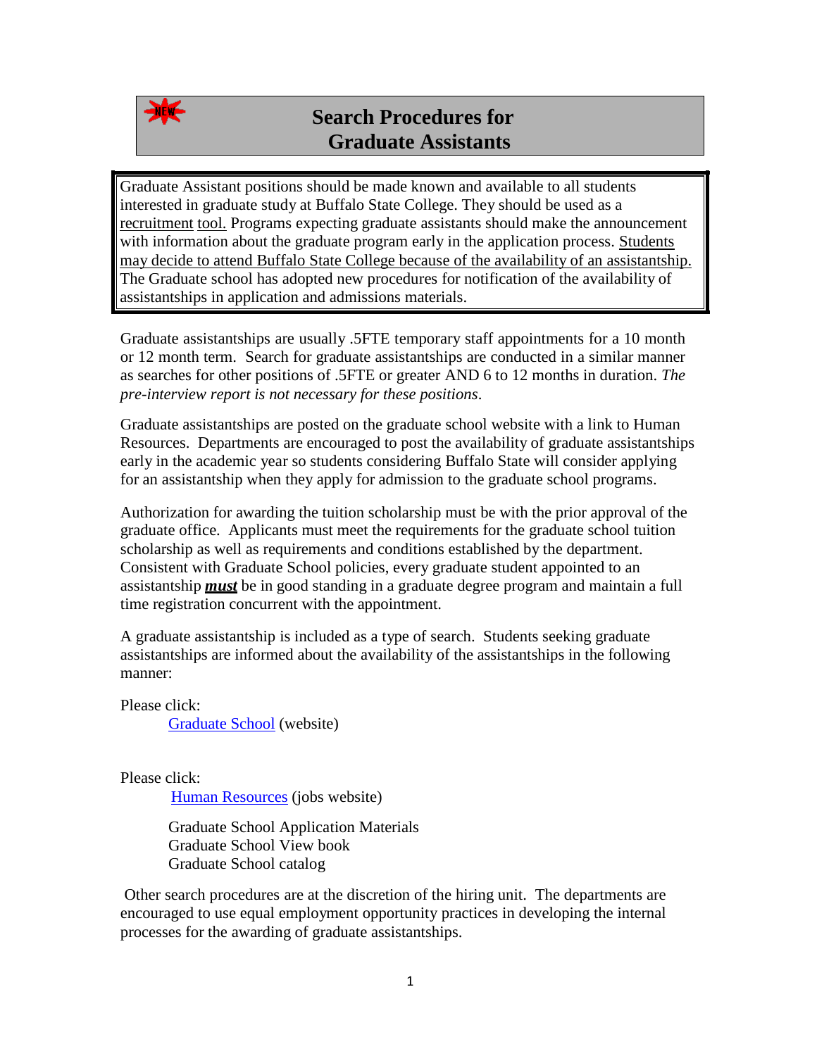# Search Procedures for Graduate Assistants

Graduate Assistant positions should be made known and available to all students interested in graduate study at Buffalo State College. They should be used as a recruitment tool. Programs expecting graduate assistants should make the announcement with information about the graduate program early in the application process. Students may decide to attend Buffalo State College because of the availability of an assistantship. The Graduate school has adopted new procedures for notification of the availability of assistantships in application and admissions materials.

Graduate assistantships are usually .5FTE temporary staff appointments for a 10 month or 12 month term. Search for graduate assistantships are conducted in a similar manner as searches for other positions of .5FTE or greater AND 6 to 12 months in duration. *The pre-interview report is not necessary for these positions*.

Graduate assistantships are posted on the graduate school website with a link to Human Resources. Departments are encouraged to post the availability of graduate assistantships early in the academic year so students considering Buffalo State will consider applying for an assistantship when they apply for admission to the graduate school programs.

Authorization for awarding the tuition scholarship must be with the prior approval of the graduate office. Applicants must meet the requirements for the graduate school tuition scholarship as well as requirements and conditions established by the department. Consistent with Graduate School policies, every graduate student appointed to an assistantship ***must*** be in good standing in a graduate degree program and maintain a full time registration concurrent with the appointment.

A graduate assistantship is included as a type of search. Students seeking graduate assistantships are informed about the availability of the assistantships in the following manner:

Please click:

Graduate School (website)

Please click:

Human Resources (jobs website)

Graduate School Application Materials
Graduate School View book
Graduate School catalog

Other search procedures are at the discretion of the hiring unit. The departments are encouraged to use equal employment opportunity practices in developing the internal processes for the awarding of graduate assistantships.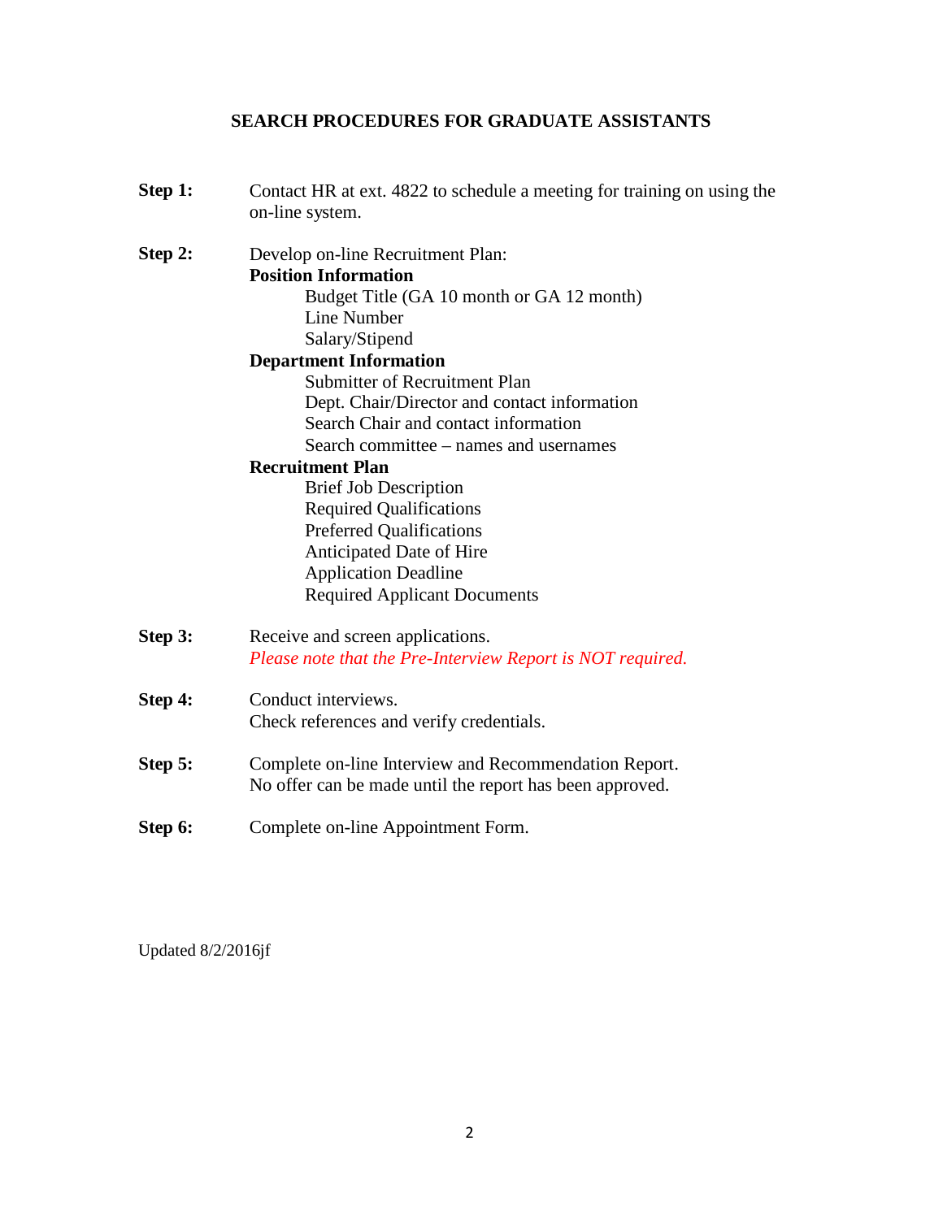# SEARCH PROCEDURES FOR GRADUATE ASSISTANTS

**Step 1:** Contact HR at ext. 4822 to schedule a meeting for training on using the on-line system.

**Step 2:** Develop on-line Recruitment Plan:

**Position Information**
- Budget Title (GA 10 month or GA 12 month)
- Line Number
- Salary/Stipend

**Department Information**
- Submitter of Recruitment Plan
- Dept. Chair/Director and contact information
- Search Chair and contact information
- Search committee – names and usernames

**Recruitment Plan**
- Brief Job Description
- Required Qualifications
- Preferred Qualifications
- Anticipated Date of Hire
- Application Deadline
- Required Applicant Documents

**Step 3:** Receive and screen applications.
*Please note that the Pre-Interview Report is NOT required.*

**Step 4:** Conduct interviews.
Check references and verify credentials.

**Step 5:** Complete on-line Interview and Recommendation Report.
No offer can be made until the report has been approved.

**Step 6:** Complete on-line Appointment Form.

Updated 8/2/2016jf